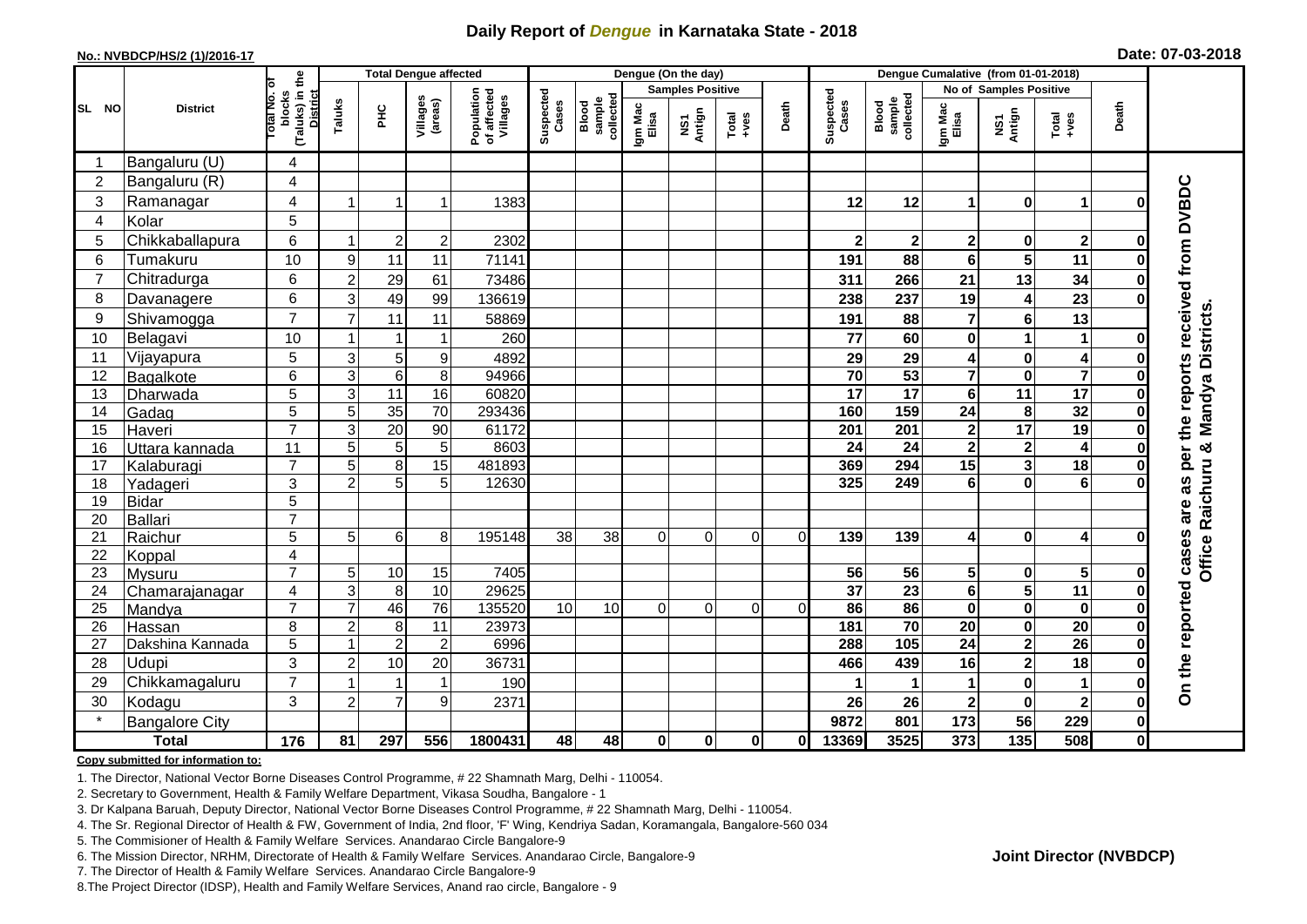# Daily Report of *Dengue* in Karnataka State - 2018

**No.: NVBDCP/HS/2 (1)/2016-17**

**Date: 07-03-2018**

| SL NO | District | Total No. of blocks (Taluks) in the District | Total Dengue affected | | | | Dengue (On the day) | | | | | | | Dengue Cumalative (from 01-01-2018) | | | | | | | |
|---|---|---|---|---|---|---|---|---|---|---|---|---|---|---|---|---|---|---|---|---|
| | | | Taluks | PHC | Villages (areas) | Population of affected Villages | Suspected Cases | Blood sample collected | Samples Positive | | | Death | Suspected Cases | Blood sample collected | No of Samples Positive | | | Death | |
| | | | | | | | | | Igm Mac Elisa | NS1 Antign | Total +ves | | | | Igm Mac Elisa | NS1 Antign | Total +ves | | |
| 1 | Bangaluru (U) | 4 | | | | | | | | | | | | | | | | | On the reported cases are as per the reports received from DVBDC Office Raichuru & Mandya Districts. |
| 2 | Bangaluru (R) | 4 | | | | | | | | | | | | | | | | | |
| 3 | Ramanagar | 4 | 1 | 1 | 1 | 1383 | | | | | | | 12 | 12 | 1 | 0 | 1 | 0 | |
| 4 | Kolar | 5 | | | | | | | | | | | | | | | | | |
| 5 | Chikkaballapura | 6 | 1 | 2 | 2 | 2302 | | | | | | | 2 | 2 | 2 | 0 | 2 | 0 | |
| 6 | Tumakuru | 10 | 9 | 11 | 11 | 71141 | | | | | | | 191 | 88 | 6 | 5 | 11 | 0 | |
| 7 | Chitradurga | 6 | 2 | 29 | 61 | 73486 | | | | | | | 311 | 266 | 21 | 13 | 34 | 0 | |
| 8 | Davanagere | 6 | 3 | 49 | 99 | 136619 | | | | | | | 238 | 237 | 19 | 4 | 23 | 0 | |
| 9 | Shivamogga | 7 | 7 | 11 | 11 | 58869 | | | | | | | 191 | 88 | 7 | 6 | 13 | | |
| 10 | Belagavi | 10 | 1 | 1 | 1 | 260 | | | | | | | 77 | 60 | 0 | 1 | 1 | 0 | |
| 11 | Vijayapura | 5 | 3 | 5 | 9 | 4892 | | | | | | | 29 | 29 | 4 | 0 | 4 | 0 | |
| 12 | Bagalkote | 6 | 3 | 6 | 8 | 94966 | | | | | | | 70 | 53 | 7 | 0 | 7 | 0 | |
| 13 | Dharwada | 5 | 3 | 11 | 16 | 60820 | | | | | | | 17 | 17 | 6 | 11 | 17 | 0 | |
| 14 | Gadag | 5 | 5 | 35 | 70 | 293436 | | | | | | | 160 | 159 | 24 | 8 | 32 | 0 | |
| 15 | Haveri | 7 | 3 | 20 | 90 | 61172 | | | | | | | 201 | 201 | 2 | 17 | 19 | 0 | |
| 16 | Uttara kannada | 11 | 5 | 5 | 5 | 8603 | | | | | | | 24 | 24 | 2 | 2 | 4 | 0 | |
| 17 | Kalaburagi | 7 | 5 | 8 | 15 | 481893 | | | | | | | 369 | 294 | 15 | 3 | 18 | 0 | |
| 18 | Yadageri | 3 | 2 | 5 | 5 | 12630 | | | | | | | 325 | 249 | 6 | 0 | 6 | 0 | |
| 19 | Bidar | 5 | | | | | | | | | | | | | | | | | |
| 20 | Ballari | 7 | | | | | | | | | | | | | | | | | |
| 21 | Raichur | 5 | 5 | 6 | 8 | 195148 | 38 | 38 | 0 | 0 | 0 | 0 | 139 | 139 | 4 | 0 | 4 | 0 | |
| 22 | Koppal | 4 | | | | | | | | | | | | | | | | | |
| 23 | Mysuru | 7 | 5 | 10 | 15 | 7405 | | | | | | | 56 | 56 | 5 | 0 | 5 | 0 | |
| 24 | Chamarajanagar | 4 | 3 | 8 | 10 | 29625 | | | | | | | 37 | 23 | 6 | 5 | 11 | 0 | |
| 25 | Mandya | 7 | 7 | 46 | 76 | 135520 | 10 | 10 | 0 | 0 | 0 | 0 | 86 | 86 | 0 | 0 | 0 | 0 | |
| 26 | Hassan | 8 | 2 | 8 | 11 | 23973 | | | | | | | 181 | 70 | 20 | 0 | 20 | 0 | |
| 27 | Dakshina Kannada | 5 | 1 | 2 | 2 | 6996 | | | | | | | 288 | 105 | 24 | 2 | 26 | 0 | |
| 28 | Udupi | 3 | 2 | 10 | 20 | 36731 | | | | | | | 466 | 439 | 16 | 2 | 18 | 0 | |
| 29 | Chikkamagaluru | 7 | 1 | 1 | 1 | 190 | | | | | | | 1 | 1 | 1 | 0 | 1 | 0 | |
| 30 | Kodagu | 3 | 2 | 7 | 9 | 2371 | | | | | | | 26 | 26 | 2 | 0 | 2 | 0 | |
| * | Bangalore City | | | | | | | | | | | | 9872 | 801 | 173 | 56 | 229 | 0 | |
| | **Total** | **176** | **81** | **297** | **556** | **1800431** | **48** | **48** | **0** | **0** | **0** | **0** | **13369** | **3525** | **373** | **135** | **508** | **0** | |

**Copy submitted for information to:**

1. The Director, National Vector Borne Diseases Control Programme, # 22 Shamnath Marg, Delhi - 110054.
2. Secretary to Government, Health & Family Welfare Department, Vikasa Soudha, Bangalore - 1
3. Dr Kalpana Baruah, Deputy Director, National Vector Borne Diseases Control Programme, # 22 Shamnath Marg, Delhi - 110054.
4. The Sr. Regional Director of Health & FW, Government of India, 2nd floor, 'F' Wing, Kendriya Sadan, Koramangala, Bangalore-560 034
5. The Commisioner of Health & Family Welfare Services. Anandarao Circle Bangalore-9
6. The Mission Director, NRHM, Directorate of Health & Family Welfare Services. Anandarao Circle, Bangalore-9
7. The Director of Health & Family Welfare Services. Anandarao Circle Bangalore-9
8. The Project Director (IDSP), Health and Family Welfare Services, Anand rao circle, Bangalore - 9

**Joint Director (NVBDCP)**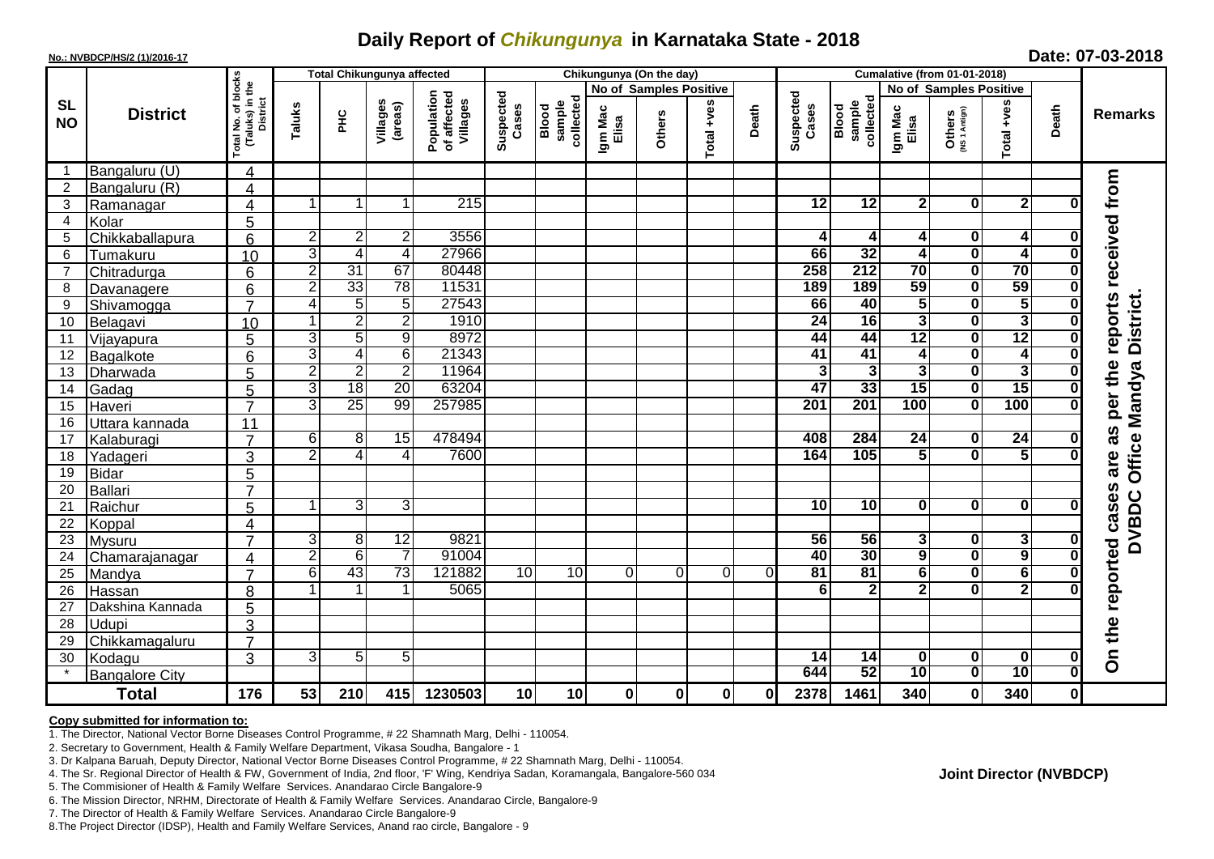# Daily Report of *Chikungunya* in Karnataka State - 2018

**No.: NVBDCP/HS/2 (1)/2016-17**

**Date: 07-03-2018**

| SL NO | District | Total No. of blocks (Taluks) in the District | Total Chikungunya affected | | | | Chikungunya (On the day) | | | | | | | Cumalative (from 01-01-2018) | | | | | | | Remarks |
|---|---|---|---|---|---|---|---|---|---|---|---|---|---|---|---|---|---|---|---|---|---|
| | | | | | | | | | No of Samples Positive | | | | | | | No of Samples Positive | | | | | |
| | | | Taluks | PHC | Villages (areas) | Population of affected Villages | Suspected Cases | Blood sample collected | Igm Mac Elisa | Others | Total +ves | Death | Suspected Cases | Blood sample collected | Igm Mac Elisa | Others (NS 1 Antign) | Total +ves | Death | |
| 1 | Bangaluru (U) | 4 | | | | | | | | | | | | | | | | | On the reported cases are as per the reports received from DVBDC Office Mandya District. |
| 2 | Bangaluru (R) | 4 | | | | | | | | | | | | | | | | | |
| 3 | Ramanagar | 4 | 1 | 1 | 1 | 215 | | | | | | | 12 | 12 | 2 | 0 | 2 | 0 | |
| 4 | Kolar | 5 | | | | | | | | | | | | | | | | | |
| 5 | Chikkaballapura | 6 | 2 | 2 | 2 | 3556 | | | | | | | 4 | 4 | 4 | 0 | 4 | 0 | |
| 6 | Tumakuru | 10 | 3 | 4 | 4 | 27966 | | | | | | | 66 | 32 | 4 | 0 | 4 | 0 | |
| 7 | Chitradurga | 6 | 2 | 31 | 67 | 80448 | | | | | | | 258 | 212 | 70 | 0 | 70 | 0 | |
| 8 | Davanagere | 6 | 2 | 33 | 78 | 11531 | | | | | | | 189 | 189 | 59 | 0 | 59 | 0 | |
| 9 | Shivamogga | 7 | 4 | 5 | 5 | 27543 | | | | | | | 66 | 40 | 5 | 0 | 5 | 0 | |
| 10 | Belagavi | 10 | 1 | 2 | 2 | 1910 | | | | | | | 24 | 16 | 3 | 0 | 3 | 0 | |
| 11 | Vijayapura | 5 | 3 | 5 | 9 | 8972 | | | | | | | 44 | 44 | 12 | 0 | 12 | 0 | |
| 12 | Bagalkote | 6 | 3 | 4 | 6 | 21343 | | | | | | | 41 | 41 | 4 | 0 | 4 | 0 | |
| 13 | Dharwada | 5 | 2 | 2 | 2 | 11964 | | | | | | | 3 | 3 | 3 | 0 | 3 | 0 | |
| 14 | Gadag | 5 | 3 | 18 | 20 | 63204 | | | | | | | 47 | 33 | 15 | 0 | 15 | 0 | |
| 15 | Haveri | 7 | 3 | 25 | 99 | 257985 | | | | | | | 201 | 201 | 100 | 0 | 100 | 0 | |
| 16 | Uttara kannada | 11 | | | | | | | | | | | | | | | | | |
| 17 | Kalaburagi | 7 | 6 | 8 | 15 | 478494 | | | | | | | 408 | 284 | 24 | 0 | 24 | 0 | |
| 18 | Yadageri | 3 | 2 | 4 | 4 | 7600 | | | | | | | 164 | 105 | 5 | 0 | 5 | 0 | |
| 19 | Bidar | 5 | | | | | | | | | | | | | | | | | |
| 20 | Ballari | 7 | | | | | | | | | | | | | | | | | |
| 21 | Raichur | 5 | 1 | 3 | 3 | | | | | | | | 10 | 10 | 0 | 0 | 0 | 0 | |
| 22 | Koppal | 4 | | | | | | | | | | | | | | | | | |
| 23 | Mysuru | 7 | 3 | 8 | 12 | 9821 | | | | | | | 56 | 56 | 3 | 0 | 3 | 0 | |
| 24 | Chamarajanagar | 4 | 2 | 6 | 7 | 91004 | | | | | | | 40 | 30 | 9 | 0 | 9 | 0 | |
| 25 | Mandya | 7 | 6 | 43 | 73 | 121882 | 10 | 10 | 0 | 0 | 0 | 0 | 81 | 81 | 6 | 0 | 6 | 0 | |
| 26 | Hassan | 8 | 1 | 1 | 1 | 5065 | | | | | | | 6 | 2 | 2 | 0 | 2 | 0 | |
| 27 | Dakshina Kannada | 5 | | | | | | | | | | | | | | | | | |
| 28 | Udupi | 3 | | | | | | | | | | | | | | | | | |
| 29 | Chikkamagaluru | 7 | | | | | | | | | | | | | | | | | |
| 30 | Kodagu | 3 | 3 | 5 | 5 | | | | | | | | 14 | 14 | 0 | 0 | 0 | 0 | |
| * | Bangalore City | | | | | | | | | | | | 644 | 52 | 10 | 0 | 10 | 0 | |
| **Total** | | **176** | **53** | **210** | **415** | **1230503** | **10** | **10** | **0** | **0** | **0** | **0** | **2378** | **1461** | **340** | **0** | **340** | **0** | |

**Copy submitted for information to:**

1. The Director, National Vector Borne Diseases Control Programme, # 22 Shamnath Marg, Delhi - 110054.
2. Secretary to Government, Health & Family Welfare Department, Vikasa Soudha, Bangalore - 1
3. Dr Kalpana Baruah, Deputy Director, National Vector Borne Diseases Control Programme, # 22 Shamnath Marg, Delhi - 110054.
4. The Sr. Regional Director of Health & FW, Government of India, 2nd floor, 'F' Wing, Kendriya Sadan, Koramangala, Bangalore-560 034
5. The Commisioner of Health & Family Welfare Services. Anandarao Circle Bangalore-9
6. The Mission Director, NRHM, Directorate of Health & Family Welfare Services. Anandarao Circle, Bangalore-9
7. The Director of Health & Family Welfare Services. Anandarao Circle Bangalore-9
8. The Project Director (IDSP), Health and Family Welfare Services, Anand rao circle, Bangalore - 9

**Joint Director (NVBDCP)**